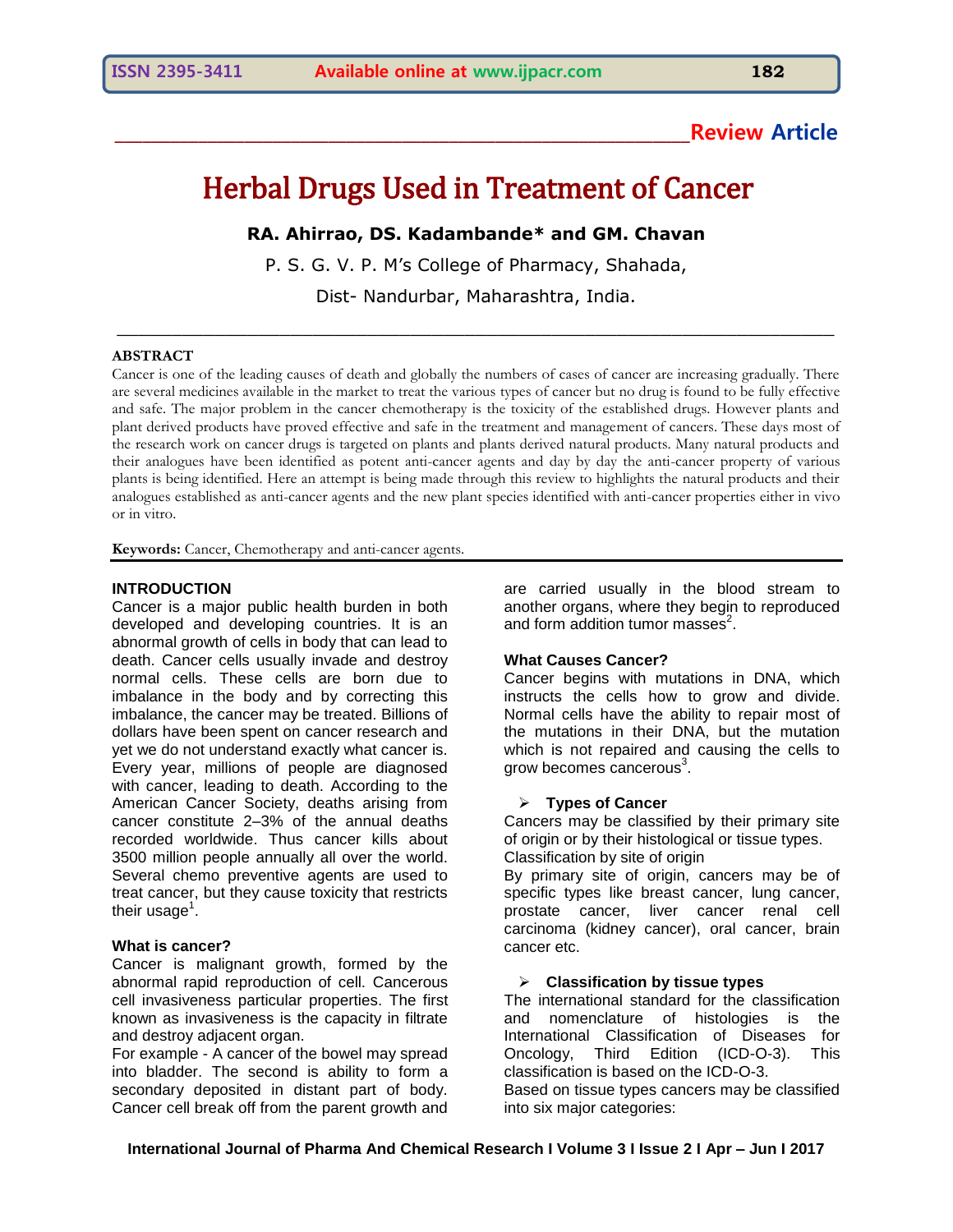Review Article

# Herbal Drugs Used in Treatment of Cancer

**RA. Ahirrao, DS. Kadambande\* and GM. Chavan**

P. S. G. V. P. M's College of Pharmacy, Shahada,

Dist- Nandurbar, Maharashtra, India.

## ABSTRACT

Cancer is one of the leading causes of death and globally the numbers of cases of cancer are increasing gradually. There are several medicines available in the market to treat the various types of cancer but no drug is found to be fully effective and safe. The major problem in the cancer chemotherapy is the toxicity of the established drugs. However plants and plant derived products have proved effective and safe in the treatment and management of cancers. These days most of the research work on cancer drugs is targeted on plants and plants derived natural products. Many natural products and their analogues have been identified as potent anti-cancer agents and day by day the anti-cancer property of various plants is being identified. Here an attempt is being made through this review to highlights the natural products and their analogues established as anti-cancer agents and the new plant species identified with anti-cancer properties either in vivo or in vitro.

**Keywords:** Cancer, Chemotherapy and anti-cancer agents.

## INTRODUCTION

Cancer is a major public health burden in both developed and developing countries. It is an abnormal growth of cells in body that can lead to death. Cancer cells usually invade and destroy normal cells. These cells are born due to imbalance in the body and by correcting this imbalance, the cancer may be treated. Billions of dollars have been spent on cancer research and yet we do not understand exactly what cancer is. Every year, millions of people are diagnosed with cancer, leading to death. According to the American Cancer Society, deaths arising from cancer constitute 2–3% of the annual deaths recorded worldwide. Thus cancer kills about 3500 million people annually all over the world. Several chemo preventive agents are used to treat cancer, but they cause toxicity that restricts their usage[1].

### What is cancer?

Cancer is malignant growth, formed by the abnormal rapid reproduction of cell. Cancerous cell invasiveness particular properties. The first known as invasiveness is the capacity in filtrate and destroy adjacent organ.

For example - A cancer of the bowel may spread into bladder. The second is ability to form a secondary deposited in distant part of body. Cancer cell break off from the parent growth and are carried usually in the blood stream to another organs, where they begin to reproduced and form addition tumor masses[2].

### What Causes Cancer?

Cancer begins with mutations in DNA, which instructs the cells how to grow and divide. Normal cells have the ability to repair most of the mutations in their DNA, but the mutation which is not repaired and causing the cells to grow becomes cancerous[3].

- **Types of Cancer**

Cancers may be classified by their primary site of origin or by their histological or tissue types.

Classification by site of origin

By primary site of origin, cancers may be of specific types like breast cancer, lung cancer, prostate cancer, liver cancer renal cell carcinoma (kidney cancer), oral cancer, brain cancer etc.

- **Classification by tissue types**

The international standard for the classification and nomenclature of histologies is the International Classification of Diseases for Oncology, Third Edition (ICD-O-3). This classification is based on the ICD-O-3.

Based on tissue types cancers may be classified into six major categories: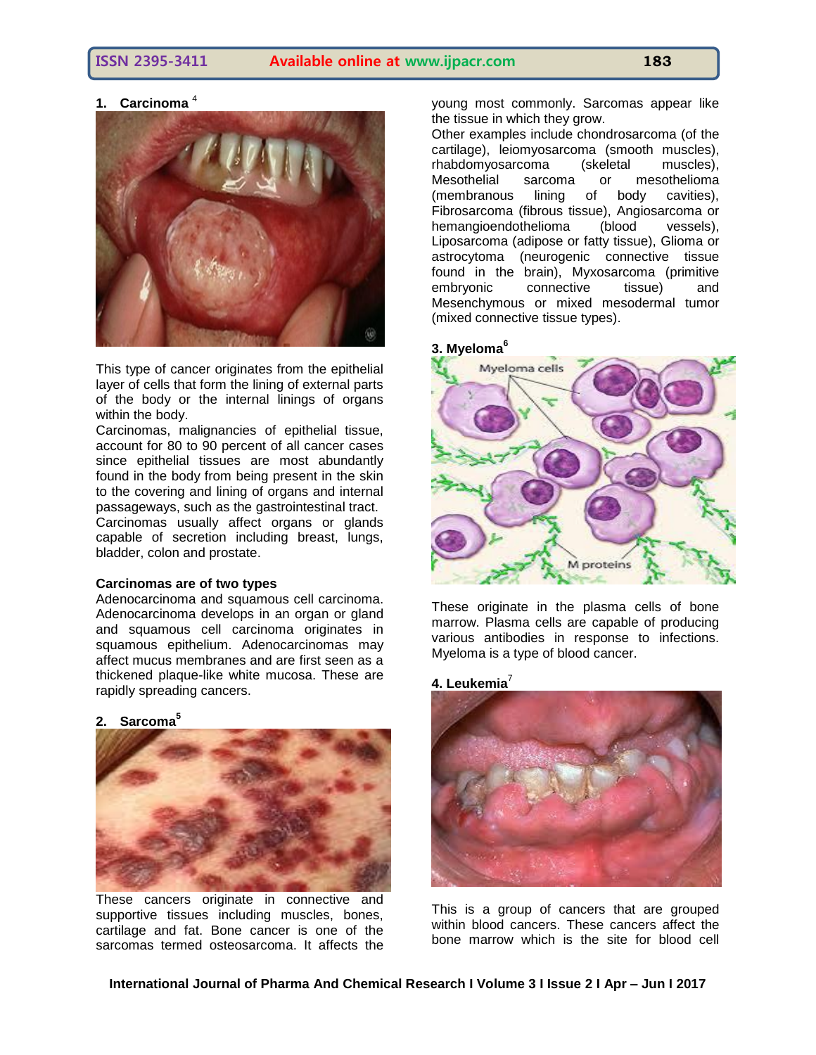## 1. Carcinoma [4]

This type of cancer originates from the epithelial layer of cells that form the lining of external parts of the body or the internal linings of organs within the body.

Carcinomas, malignancies of epithelial tissue, account for 80 to 90 percent of all cancer cases since epithelial tissues are most abundantly found in the body from being present in the skin to the covering and lining of organs and internal passageways, such as the gastrointestinal tract. Carcinomas usually affect organs or glands capable of secretion including breast, lungs, bladder, colon and prostate.

**Carcinomas are of two types**

Adenocarcinoma and squamous cell carcinoma. Adenocarcinoma develops in an organ or gland and squamous cell carcinoma originates in squamous epithelium. Adenocarcinomas may affect mucus membranes and are first seen as a thickened plaque-like white mucosa. These are rapidly spreading cancers.

## 2. Sarcoma [5]

These cancers originate in connective and supportive tissues including muscles, bones, cartilage and fat. Bone cancer is one of the sarcomas termed osteosarcoma. It affects the young most commonly. Sarcomas appear like the tissue in which they grow.

Other examples include chondrosarcoma (of the cartilage), leiomyosarcoma (smooth muscles), rhabdomyosarcoma (skeletal muscles), Mesothelial sarcoma or mesothelioma (membranous lining of body cavities), Fibrosarcoma (fibrous tissue), Angiosarcoma or hemangioendothelioma (blood vessels), Liposarcoma (adipose or fatty tissue), Glioma or astrocytoma (neurogenic connective tissue found in the brain), Myxosarcoma (primitive embryonic connective tissue) and Mesenchymous or mixed mesodermal tumor (mixed connective tissue types).

## 3. Myeloma [6]

These originate in the plasma cells of bone marrow. Plasma cells are capable of producing various antibodies in response to infections. Myeloma is a type of blood cancer.

## 4. Leukemia [7]

This is a group of cancers that are grouped within blood cancers. These cancers affect the bone marrow which is the site for blood cell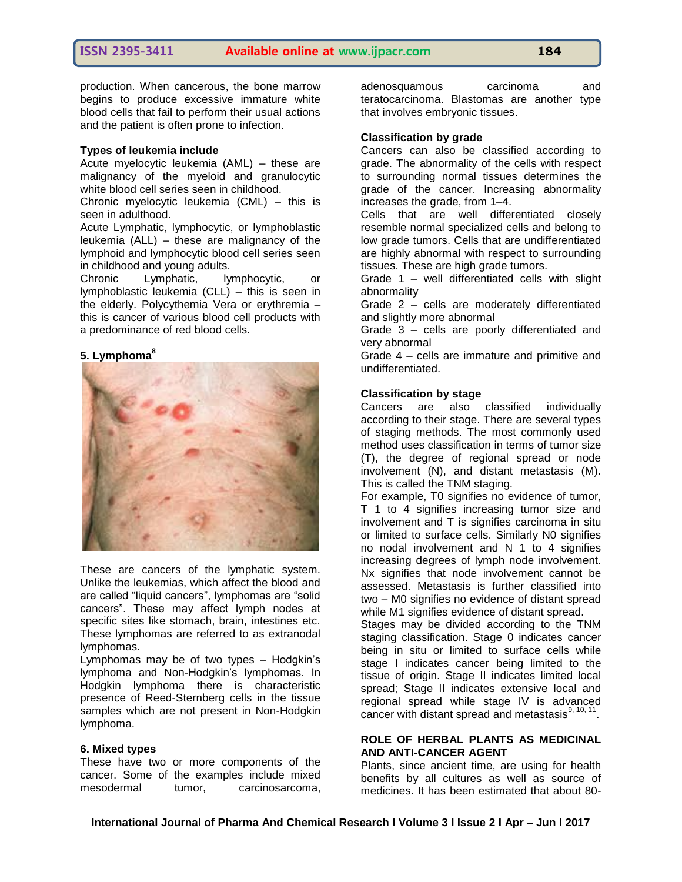production. When cancerous, the bone marrow begins to produce excessive immature white blood cells that fail to perform their usual actions and the patient is often prone to infection.

**Types of leukemia include**

Acute myelocytic leukemia (AML) – these are malignancy of the myeloid and granulocytic white blood cell series seen in childhood.

Chronic myelocytic leukemia (CML) – this is seen in adulthood.

Acute Lymphatic, lymphocytic, or lymphoblastic leukemia (ALL) – these are malignancy of the lymphoid and lymphocytic blood cell series seen in childhood and young adults.

Chronic Lymphatic, lymphocytic, or lymphoblastic leukemia (CLL) – this is seen in the elderly. Polycythemia Vera or erythremia – this is cancer of various blood cell products with a predominance of red blood cells.

**5. Lymphoma[8]**

These are cancers of the lymphatic system. Unlike the leukemias, which affect the blood and are called "liquid cancers", lymphomas are "solid cancers". These may affect lymph nodes at specific sites like stomach, brain, intestines etc. These lymphomas are referred to as extranodal lymphomas.

Lymphomas may be of two types – Hodgkin's lymphoma and Non-Hodgkin's lymphomas. In Hodgkin lymphoma there is characteristic presence of Reed-Sternberg cells in the tissue samples which are not present in Non-Hodgkin lymphoma.

**6. Mixed types**

These have two or more components of the cancer. Some of the examples include mixed mesodermal tumor, carcinosarcoma, adenosquamous carcinoma and teratocarcinoma. Blastomas are another type that involves embryonic tissues.

**Classification by grade**

Cancers can also be classified according to grade. The abnormality of the cells with respect to surrounding normal tissues determines the grade of the cancer. Increasing abnormality increases the grade, from 1–4.

Cells that are well differentiated closely resemble normal specialized cells and belong to low grade tumors. Cells that are undifferentiated are highly abnormal with respect to surrounding tissues. These are high grade tumors.

Grade 1 – well differentiated cells with slight abnormality

Grade 2 – cells are moderately differentiated and slightly more abnormal

Grade 3 – cells are poorly differentiated and very abnormal

Grade 4 – cells are immature and primitive and undifferentiated.

**Classification by stage**

Cancers are also classified individually according to their stage. There are several types of staging methods. The most commonly used method uses classification in terms of tumor size (T), the degree of regional spread or node involvement (N), and distant metastasis (M). This is called the TNM staging.

For example, T0 signifies no evidence of tumor, T 1 to 4 signifies increasing tumor size and involvement and T is signifies carcinoma in situ or limited to surface cells. Similarly N0 signifies no nodal involvement and N 1 to 4 signifies increasing degrees of lymph node involvement. Nx signifies that node involvement cannot be assessed. Metastasis is further classified into two – M0 signifies no evidence of distant spread while M1 signifies evidence of distant spread.

Stages may be divided according to the TNM staging classification. Stage 0 indicates cancer being in situ or limited to surface cells while stage I indicates cancer being limited to the tissue of origin. Stage II indicates limited local spread; Stage II indicates extensive local and regional spread while stage IV is advanced cancer with distant spread and metastasis[9, 10, 11].

**ROLE OF HERBAL PLANTS AS MEDICINAL AND ANTI-CANCER AGENT**

Plants, since ancient time, are using for health benefits by all cultures as well as source of medicines. It has been estimated that about 80-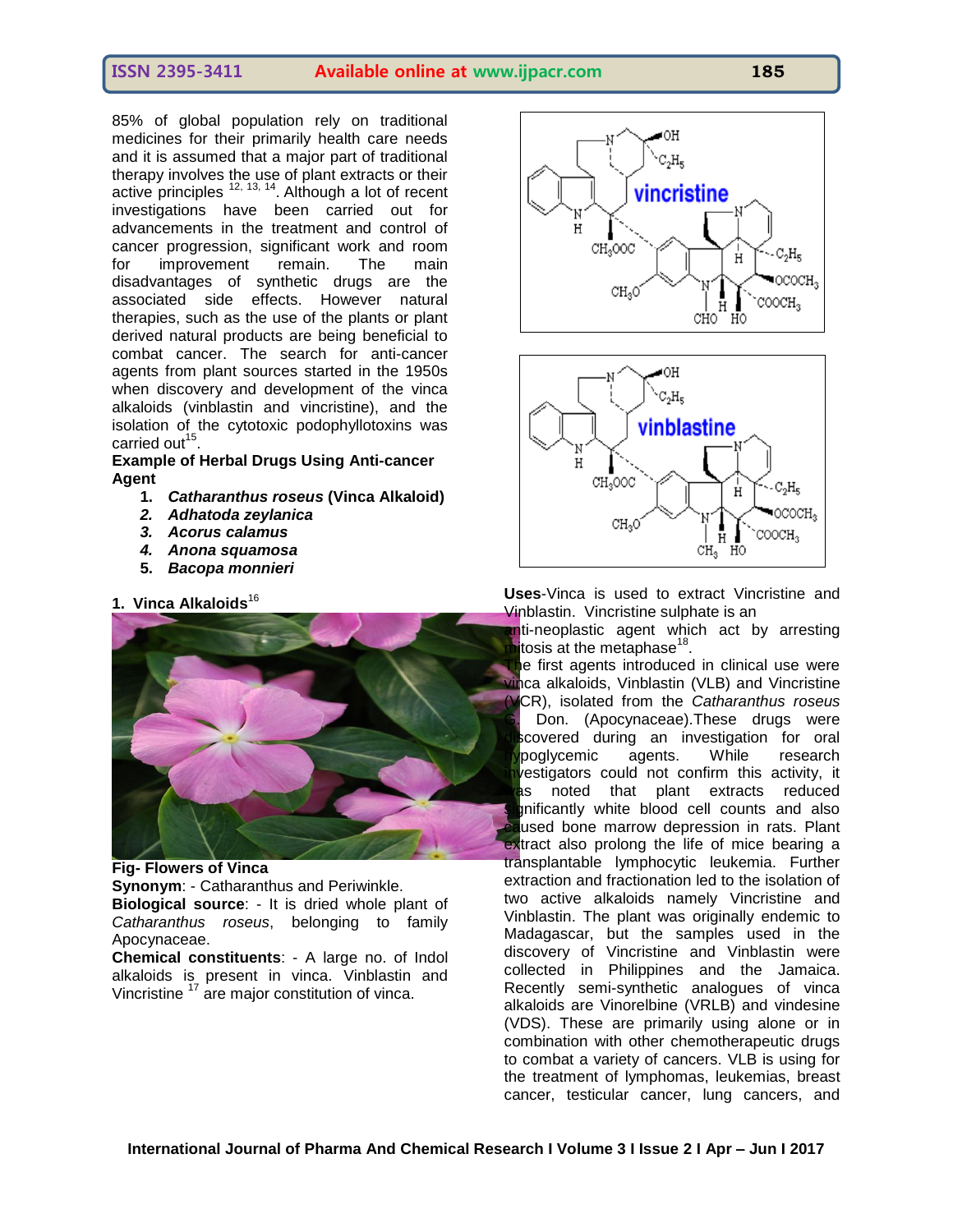85% of global population rely on traditional medicines for their primarily health care needs and it is assumed that a major part of traditional therapy involves the use of plant extracts or their active principles [12, 13, 14]. Although a lot of recent investigations have been carried out for advancements in the treatment and control of cancer progression, significant work and room for improvement remain. The main disadvantages of synthetic drugs are the associated side effects. However natural therapies, such as the use of the plants or plant derived natural products are being beneficial to combat cancer. The search for anti-cancer agents from plant sources started in the 1950s when discovery and development of the vinca alkaloids (vinblastin and vincristine), and the isolation of the cytotoxic podophyllotoxins was carried out[15].

**Example of Herbal Drugs Using Anti-cancer Agent**

1. ***Catharanthus roseus*** **(Vinca Alkaloid)**
2. ***Adhatoda zeylanica***
3. ***Acorus calamus***
4. ***Anona squamosa***
5. ***Bacopa monnieri***

## 1. Vinca Alkaloids[16]

**Fig- Flowers of Vinca**

**Synonym**: - Catharanthus and Periwinkle.

**Biological source**: - It is dried whole plant of *Catharanthus roseus*, belonging to family Apocynaceae.

**Chemical constituents**: - A large no. of Indol alkaloids is present in vinca. Vinblastin and Vincristine [17] are major constitution of vinca.

vincristine

vinblastine

**Uses**-Vinca is used to extract Vincristine and Vinblastin. Vincristine sulphate is an anti-neoplastic agent which act by arresting mitosis at the metaphase[18].

The first agents introduced in clinical use were vinca alkaloids, Vinblastin (VLB) and Vincristine (VCR), isolated from the *Catharanthus roseus* G. Don. (Apocynaceae).These drugs were discovered during an investigation for oral hypoglycemic agents. While research investigators could not confirm this activity, it was noted that plant extracts reduced significantly white blood cell counts and also caused bone marrow depression in rats. Plant extract also prolong the life of mice bearing a transplantable lymphocytic leukemia. Further extraction and fractionation led to the isolation of two active alkaloids namely Vincristine and Vinblastin. The plant was originally endemic to Madagascar, but the samples used in the discovery of Vincristine and Vinblastin were collected in Philippines and the Jamaica. Recently semi-synthetic analogues of vinca alkaloids are Vinorelbine (VRLB) and vindesine (VDS). These are primarily using alone or in combination with other chemotherapeutic drugs to combat a variety of cancers. VLB is using for the treatment of lymphomas, leukemias, breast cancer, testicular cancer, lung cancers, and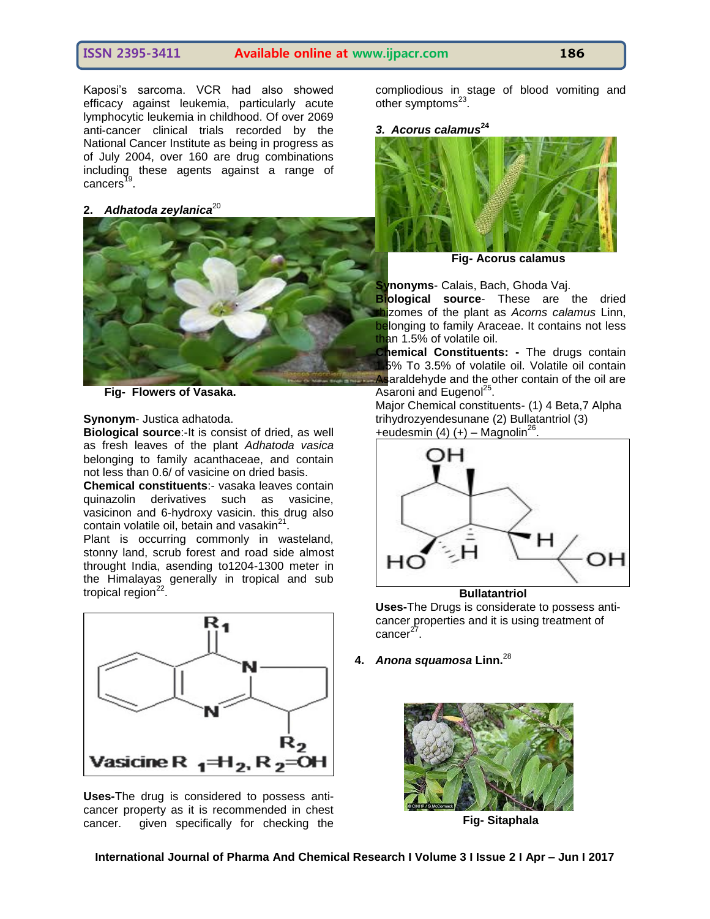Kaposi's sarcoma. VCR had also showed efficacy against leukemia, particularly acute lymphocytic leukemia in childhood. Of over 2069 anti-cancer clinical trials recorded by the National Cancer Institute as being in progress as of July 2004, over 160 are drug combinations including these agents against a range of cancers[19].

### 2. *Adhatoda zeylanica*[20]

Fig- Flowers of Vasaka.

**Synonym**- Justica adhatoda.
**Biological source**:-It is consist of dried, as well as fresh leaves of the plant *Adhatoda vasica* belonging to family acanthaceae, and contain not less than 0.6/ of vasicine on dried basis.
**Chemical constituents**:- vasaka leaves contain quinazolin derivatives such as vasicine, vasicinon and 6-hydroxy vasicin. this drug also contain volatile oil, betain and vasakin[21].
Plant is occurring commonly in wasteland, stonny land, scrub forest and road side almost throught India, asending to1204-1300 meter in the Himalayas generally in tropical and sub tropical region[22].

Vasicine $R_1$=$H_2$, $R_2$=OH

**Uses-**The drug is considered to possess anti-cancer property as it is recommended in chest cancer. given specifically for checking the compliodious in stage of blood vomiting and other symptoms[23].

### 3. *Acorus calamus*[24]

Fig- Acorus calamus

**Synonyms**- Calais, Bach, Ghoda Vaj.
**Biological source**- These are the dried rhizomes of the plant as *Acorns calamus* Linn, belonging to family Araceae. It contains not less than 1.5% of volatile oil.
**Chemical Constituents: -** The drugs contain 1.5% To 3.5% of volatile oil. Volatile oil contain Asaraldehyde and the other contain of the oil are Asaroni and Eugenol[25].
Major Chemical constituents- (1) 4 Beta,7 Alpha trihydrozyendesunane (2) Bullatantriol (3) +eudesmin (4) (+) – Magnolin[26].

Bullatantriol

**Uses-**The Drugs is considerate to possess anti-cancer properties and it is using treatment of cancer[27].

### 4. *Anona squamosa* Linn.[28]

Fig- Sitaphala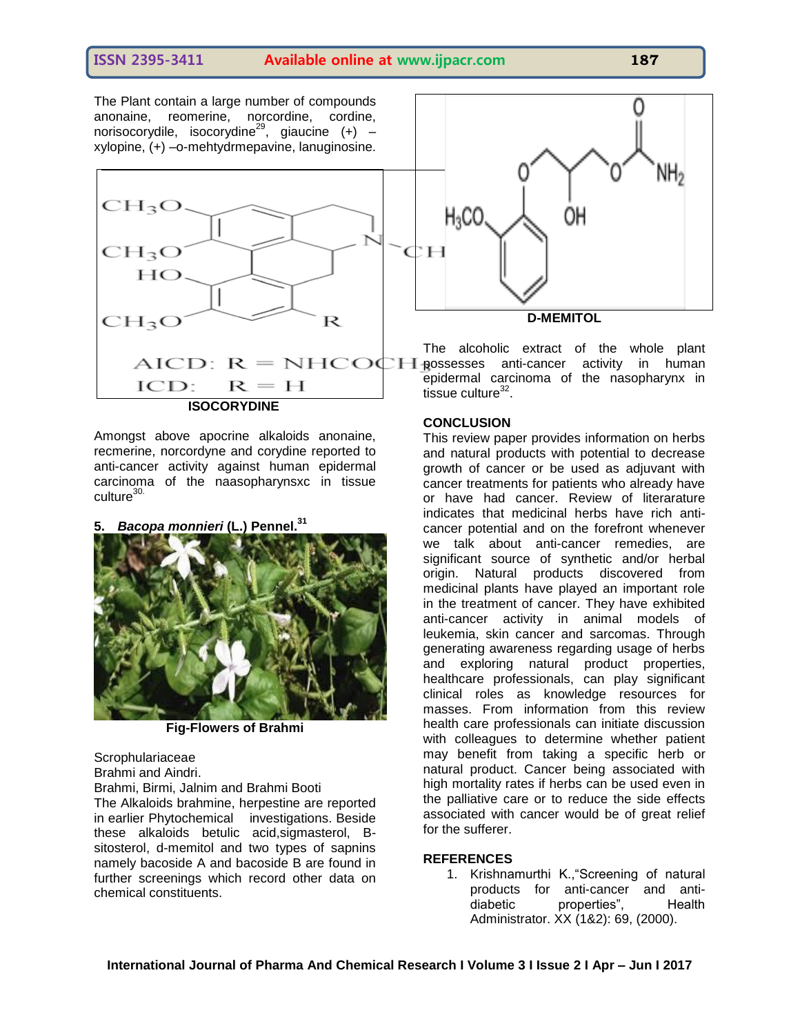The Plant contain a large number of compounds anonaine, reomerine, norcordine, cordine, norisocorydile, isocorydine[29], giaucine (+) – xylopine, (+) –o-mehtydrmepavine, lanuginosine.

AICD: R = $NHCOCH_3$
ICD: R = H

**ISOCORYDINE**

Amongst above apocrine alkaloids anonaine, recmerine, norcordyne and corydine reported to anti-cancer activity against human epidermal carcinoma of the naasopharynsxc in tissue culture[30].

**D-MEMITOL**

### 5. *Bacopa monnieri* (L.) Pennel.[31]

**Fig-Flowers of Brahmi**

Scrophulariaceae
Brahmi and Aindri.
Brahmi, Birmi, Jalnim and Brahmi Booti
The Alkaloids brahmine, herpestine are reported in earlier Phytochemical investigations. Beside these alkaloids betulic acid,sigmasterol, B-sitosterol, d-memitol and two types of sapnins namely bacoside A and bacoside B are found in further screenings which record other data on chemical constituents.

The alcoholic extract of the whole plant possesses anti-cancer activity in human epidermal carcinoma of the nasopharynx in tissue culture[32].

## CONCLUSION

This review paper provides information on herbs and natural products with potential to decrease growth of cancer or be used as adjuvant with cancer treatments for patients who already have or have had cancer. Review of literarature indicates that medicinal herbs have rich anti-cancer potential and on the forefront whenever we talk about anti-cancer remedies, are significant source of synthetic and/or herbal origin. Natural products discovered from medicinal plants have played an important role in the treatment of cancer. They have exhibited anti-cancer activity in animal models of leukemia, skin cancer and sarcomas. Through generating awareness regarding usage of herbs and exploring natural product properties, healthcare professionals, can play significant clinical roles as knowledge resources for masses. From information from this review health care professionals can initiate discussion with colleagues to determine whether patient may benefit from taking a specific herb or natural product. Cancer being associated with high mortality rates if herbs can be used even in the palliative care or to reduce the side effects associated with cancer would be of great relief for the sufferer.

## REFERENCES

1. Krishnamurthi K.,"Screening of natural products for anti-cancer and anti-diabetic properties", Health Administrator. XX (1&2): 69, (2000).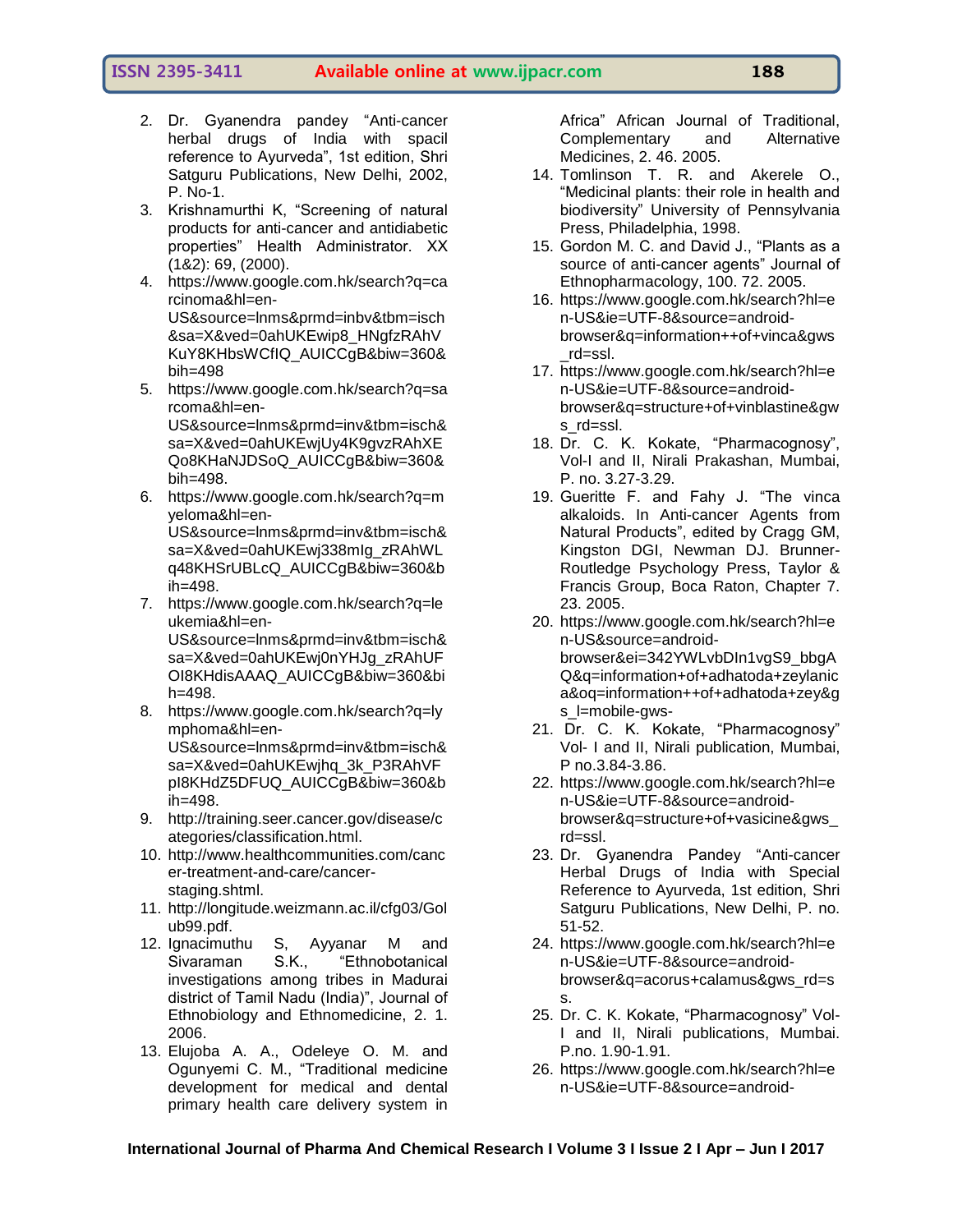2. Dr. Gyanendra pandey "Anti-cancer herbal drugs of India with spacil reference to Ayurveda", 1st edition, Shri Satguru Publications, New Delhi, 2002, P. No-1.
3. Krishnamurthi K, "Screening of natural products for anti-cancer and antidiabetic properties" Health Administrator. XX (1&2): 69, (2000).
4. https://www.google.com.hk/search?q=carcinoma&hl=en-US&source=lnms&prmd=inbv&tbm=isch&sa=X&ved=0ahUKEwip8_HNgfzRAhVKuY8KHbsWCfIQ_AUICCgB&biw=360&bih=498
5. https://www.google.com.hk/search?q=sarcoma&hl=en-US&source=lnms&prmd=inv&tbm=isch&sa=X&ved=0ahUKEwjUy4K9gvzRAhXEQo8KHaNJDSoQ_AUICCgB&biw=360&bih=498.
6. https://www.google.com.hk/search?q=myeloma&hl=en-US&source=lnms&prmd=inv&tbm=isch&sa=X&ved=0ahUKEwj338mIg_zRAhWLq48KHSrUBLcQ_AUICCgB&biw=360&bih=498.
7. https://www.google.com.hk/search?q=leukemia&hl=en-US&source=lnms&prmd=inv&tbm=isch&sa=X&ved=0ahUKEwj0nYHJg_zRAhUFOI8KHdisAAAQ_AUICCgB&biw=360&bih=498.
8. https://www.google.com.hk/search?q=lymphoma&hl=en-US&source=lnms&prmd=inv&tbm=isch&sa=X&ved=0ahUKEwjhq_3k_P3RAhVFpI8KHdZ5DFUQ_AUICCgB&biw=360&bih=498.
9. http://training.seer.cancer.gov/disease/categories/classification.html.
10. http://www.healthcommunities.com/cancer-treatment-and-care/cancer-staging.shtml.
11. http://longitude.weizmann.ac.il/cfg03/Golub99.pdf.
12. Ignacimuthu S, Ayyanar M and Sivaraman S.K., "Ethnobotanical investigations among tribes in Madurai district of Tamil Nadu (India)", Journal of Ethnobiology and Ethnomedicine, 2. 1. 2006.
13. Elujoba A. A., Odeleye O. M. and Ogunyemi C. M., "Traditional medicine development for medical and dental primary health care delivery system in Africa" African Journal of Traditional, Complementary and Alternative Medicines, 2. 46. 2005.
14. Tomlinson T. R. and Akerele O., "Medicinal plants: their role in health and biodiversity" University of Pennsylvania Press, Philadelphia, 1998.
15. Gordon M. C. and David J., "Plants as a source of anti-cancer agents" Journal of Ethnopharmacology, 100. 72. 2005.
16. https://www.google.com.hk/search?hl=en-US&ie=UTF-8&source=android-browser&q=information++of+vinca&gws_rd=ssl.
17. https://www.google.com.hk/search?hl=en-US&ie=UTF-8&source=android-browser&q=structure+of+vinblastine&gws_rd=ssl.
18. Dr. C. K. Kokate, "Pharmacognosy", Vol-I and II, Nirali Prakashan, Mumbai, P. no. 3.27-3.29.
19. Gueritte F. and Fahy J. "The vinca alkaloids. In Anti-cancer Agents from Natural Products", edited by Cragg GM, Kingston DGI, Newman DJ. Brunner-Routledge Psychology Press, Taylor & Francis Group, Boca Raton, Chapter 7. 23. 2005.
20. https://www.google.com.hk/search?hl=en-US&source=android-browser&ei=342YWLvbDIn1vgS9_bbgAQ&q=information+of+adhatoda+zeylanica&oq=information++of+adhatoda+zey&gs_l=mobile-gws-
21. Dr. C. K. Kokate, "Pharmacognosy" Vol- I and II, Nirali publication, Mumbai, P no.3.84-3.86.
22. https://www.google.com.hk/search?hl=en-US&ie=UTF-8&source=android-browser&q=structure+of+vasicine&gws_rd=ssl.
23. Dr. Gyanendra Pandey "Anti-cancer Herbal Drugs of India with Special Reference to Ayurveda, 1st edition, Shri Satguru Publications, New Delhi, P. no. 51-52.
24. https://www.google.com.hk/search?hl=en-US&ie=UTF-8&source=android-browser&q=acorus+calamus&gws_rd=ss.
25. Dr. C. K. Kokate, "Pharmacognosy" Vol-I and II, Nirali publications, Mumbai. P.no. 1.90-1.91.
26. https://www.google.com.hk/search?hl=en-US&ie=UTF-8&source=android-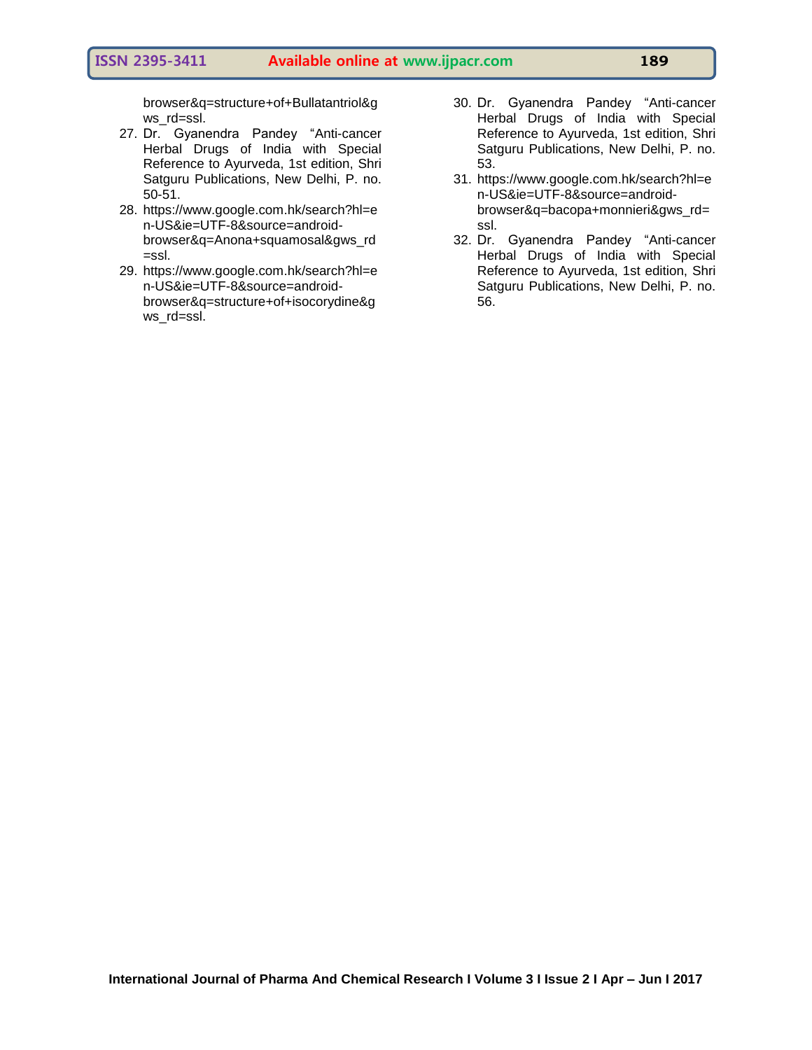browser&q=structure+of+Bullatantriol&gws_rd=ssl.

27. Dr. Gyanendra Pandey "Anti-cancer Herbal Drugs of India with Special Reference to Ayurveda, 1st edition, Shri Satguru Publications, New Delhi, P. no. 50-51.
28. https://www.google.com.hk/search?hl=en-US&ie=UTF-8&source=android-browser&q=Anona+squamosal&gws_rd=ssl.
29. https://www.google.com.hk/search?hl=en-US&ie=UTF-8&source=android-browser&q=structure+of+isocorydine&gws_rd=ssl.
30. Dr. Gyanendra Pandey "Anti-cancer Herbal Drugs of India with Special Reference to Ayurveda, 1st edition, Shri Satguru Publications, New Delhi, P. no. 53.
31. https://www.google.com.hk/search?hl=en-US&ie=UTF-8&source=android-browser&q=bacopa+monnieri&gws_rd=ssl.
32. Dr. Gyanendra Pandey "Anti-cancer Herbal Drugs of India with Special Reference to Ayurveda, 1st edition, Shri Satguru Publications, New Delhi, P. no. 56.